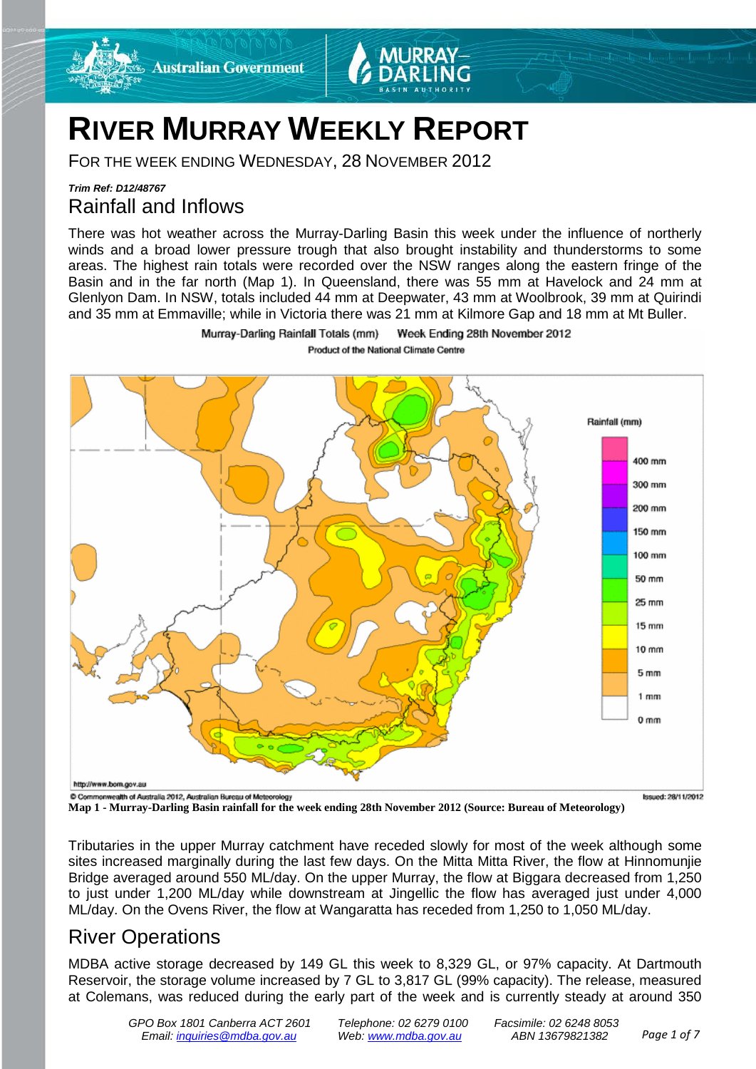# RIVER MURRAY WEEKLY REPORT

FOR THE WEEK ENDING WEDNESDAY, 28 NOVEMBER 2012

***Trim Ref: D12/48767***

## Rainfall and Inflows

There was hot weather across the Murray-Darling Basin this week under the influence of northerly winds and a broad lower pressure trough that also brought instability and thunderstorms to some areas. The highest rain totals were recorded over the NSW ranges along the eastern fringe of the Basin and in the far north (Map 1). In Queensland, there was 55 mm at Havelock and 24 mm at Glenlyon Dam. In NSW, totals included 44 mm at Deepwater, 43 mm at Woolbrook, 39 mm at Quirindi and 35 mm at Emmaville; while in Victoria there was 21 mm at Kilmore Gap and 18 mm at Mt Buller.

**Map 1 - Murray-Darling Basin rainfall for the week ending 28th November 2012 (Source: Bureau of Meteorology)**

Tributaries in the upper Murray catchment have receded slowly for most of the week although some sites increased marginally during the last few days. On the Mitta Mitta River, the flow at Hinnomunjie Bridge averaged around 550 ML/day. On the upper Murray, the flow at Biggara decreased from 1,250 to just under 1,200 ML/day while downstream at Jingellic the flow has averaged just under 4,000 ML/day. On the Ovens River, the flow at Wangaratta has receded from 1,250 to 1,050 ML/day.

## River Operations

MDBA active storage decreased by 149 GL this week to 8,329 GL, or 97% capacity. At Dartmouth Reservoir, the storage volume increased by 7 GL to 3,817 GL (99% capacity). The release, measured at Colemans, was reduced during the early part of the week and is currently steady at around 350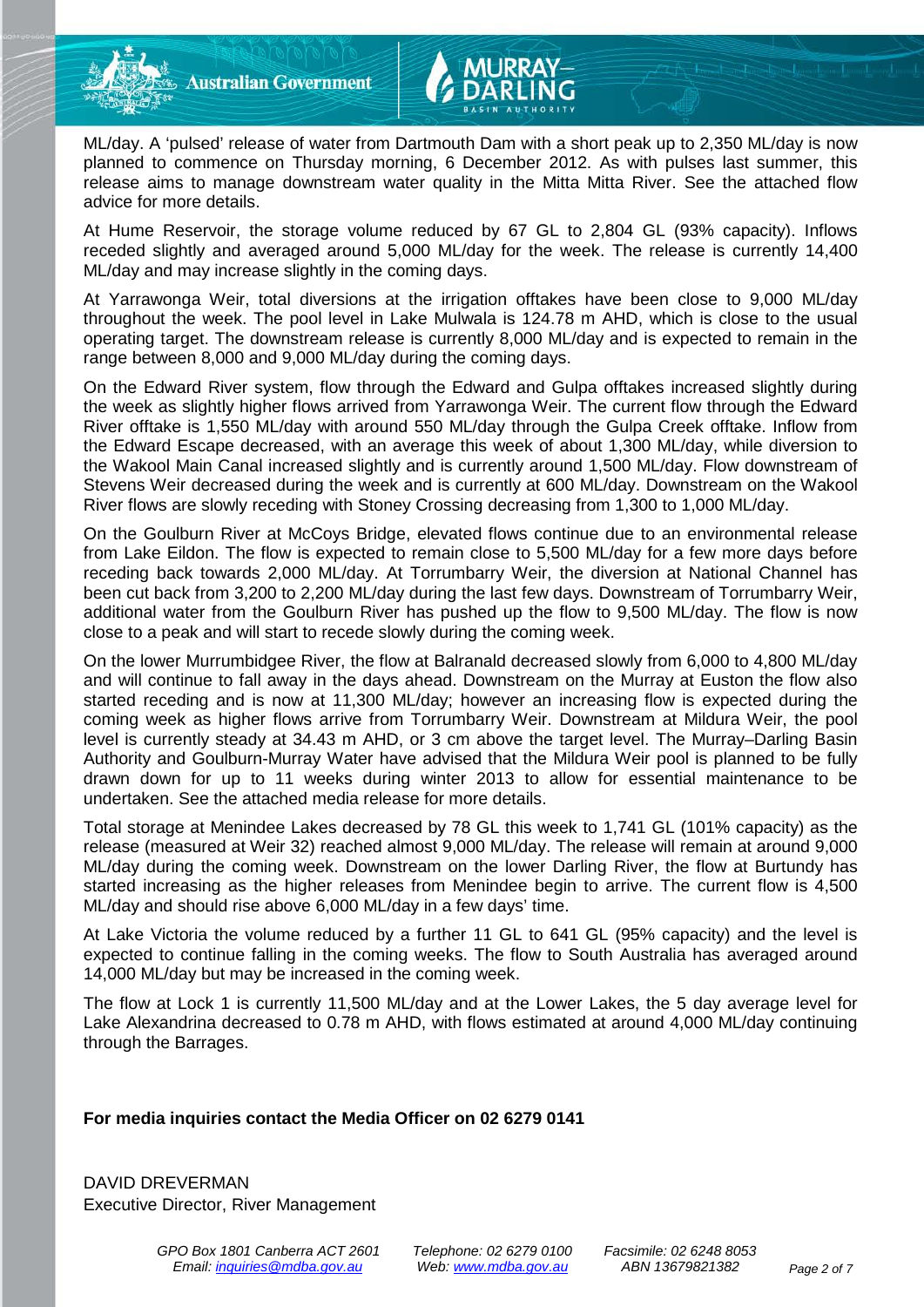ML/day. A 'pulsed' release of water from Dartmouth Dam with a short peak up to 2,350 ML/day is now planned to commence on Thursday morning, 6 December 2012. As with pulses last summer, this release aims to manage downstream water quality in the Mitta Mitta River. See the attached flow advice for more details.

At Hume Reservoir, the storage volume reduced by 67 GL to 2,804 GL (93% capacity). Inflows receded slightly and averaged around 5,000 ML/day for the week. The release is currently 14,400 ML/day and may increase slightly in the coming days.

At Yarrawonga Weir, total diversions at the irrigation offtakes have been close to 9,000 ML/day throughout the week. The pool level in Lake Mulwala is 124.78 m AHD, which is close to the usual operating target. The downstream release is currently 8,000 ML/day and is expected to remain in the range between 8,000 and 9,000 ML/day during the coming days.

On the Edward River system, flow through the Edward and Gulpa offtakes increased slightly during the week as slightly higher flows arrived from Yarrawonga Weir. The current flow through the Edward River offtake is 1,550 ML/day with around 550 ML/day through the Gulpa Creek offtake. Inflow from the Edward Escape decreased, with an average this week of about 1,300 ML/day, while diversion to the Wakool Main Canal increased slightly and is currently around 1,500 ML/day. Flow downstream of Stevens Weir decreased during the week and is currently at 600 ML/day. Downstream on the Wakool River flows are slowly receding with Stoney Crossing decreasing from 1,300 to 1,000 ML/day.

On the Goulburn River at McCoys Bridge, elevated flows continue due to an environmental release from Lake Eildon. The flow is expected to remain close to 5,500 ML/day for a few more days before receding back towards 2,000 ML/day. At Torrumbarry Weir, the diversion at National Channel has been cut back from 3,200 to 2,200 ML/day during the last few days. Downstream of Torrumbarry Weir, additional water from the Goulburn River has pushed up the flow to 9,500 ML/day. The flow is now close to a peak and will start to recede slowly during the coming week.

On the lower Murrumbidgee River, the flow at Balranald decreased slowly from 6,000 to 4,800 ML/day and will continue to fall away in the days ahead. Downstream on the Murray at Euston the flow also started receding and is now at 11,300 ML/day; however an increasing flow is expected during the coming week as higher flows arrive from Torrumbarry Weir. Downstream at Mildura Weir, the pool level is currently steady at 34.43 m AHD, or 3 cm above the target level. The Murray–Darling Basin Authority and Goulburn-Murray Water have advised that the Mildura Weir pool is planned to be fully drawn down for up to 11 weeks during winter 2013 to allow for essential maintenance to be undertaken. See the attached media release for more details.

Total storage at Menindee Lakes decreased by 78 GL this week to 1,741 GL (101% capacity) as the release (measured at Weir 32) reached almost 9,000 ML/day. The release will remain at around 9,000 ML/day during the coming week. Downstream on the lower Darling River, the flow at Burtundy has started increasing as the higher releases from Menindee begin to arrive. The current flow is 4,500 ML/day and should rise above 6,000 ML/day in a few days' time.

At Lake Victoria the volume reduced by a further 11 GL to 641 GL (95% capacity) and the level is expected to continue falling in the coming weeks. The flow to South Australia has averaged around 14,000 ML/day but may be increased in the coming week.

The flow at Lock 1 is currently 11,500 ML/day and at the Lower Lakes, the 5 day average level for Lake Alexandrina decreased to 0.78 m AHD, with flows estimated at around 4,000 ML/day continuing through the Barrages.

**For media inquiries contact the Media Officer on 02 6279 0141**

DAVID DREVERMAN
Executive Director, River Management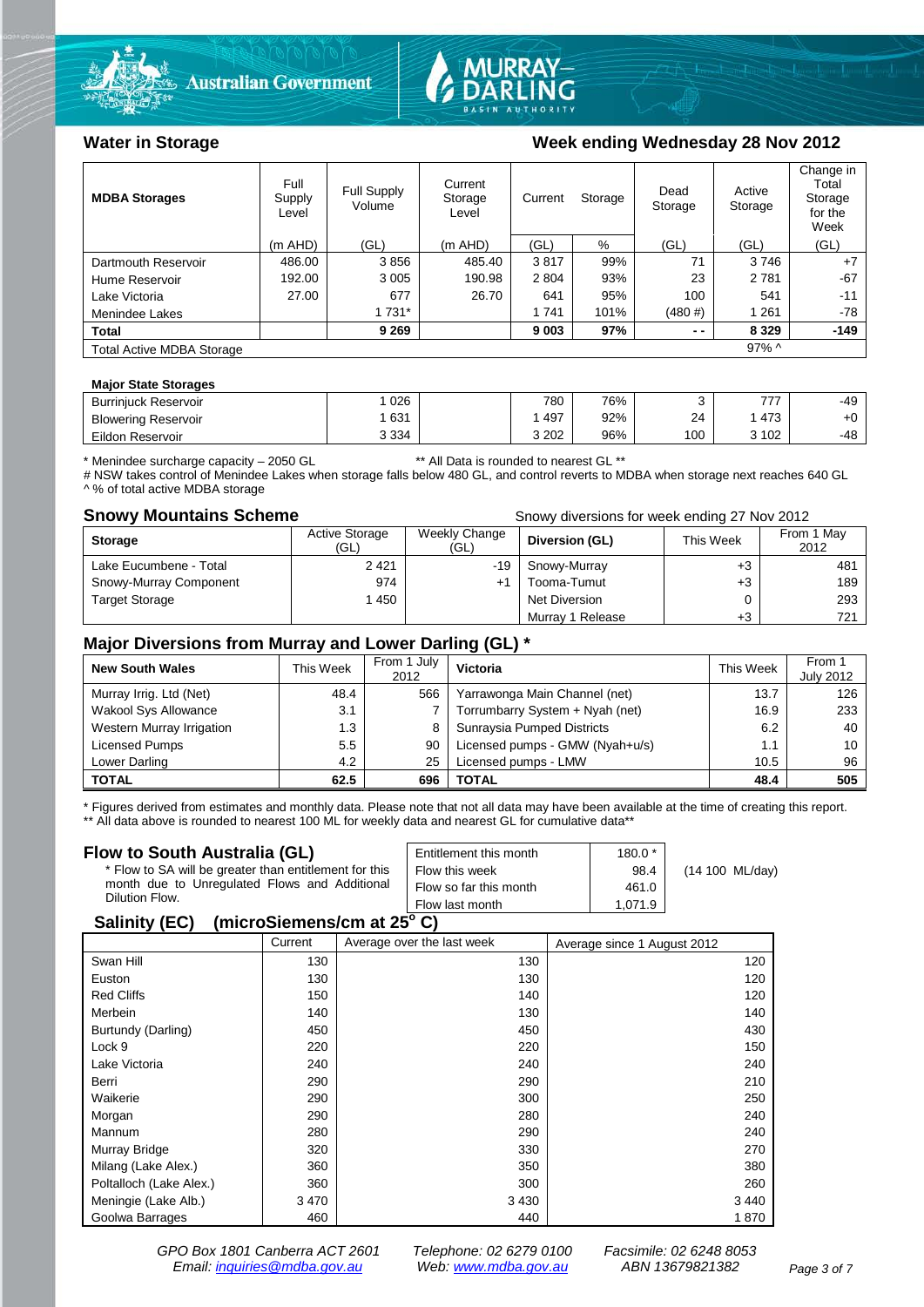## Water in Storage

### Week ending Wednesday 28 Nov 2012

| MDBA Storages | Full Supply Level | Full Supply Volume | Current Storage Level | Current Storage | | Dead Storage | Active Storage | Change in Total Storage for the Week |
|---|---|---|---|---|---|---|---|---|
| | (m AHD) | (GL) | (m AHD) | (GL) | % | (GL) | (GL) | (GL) |
| Dartmouth Reservoir | 486.00 | 3 856 | 485.40 | 3 817 | 99% | 71 | 3 746 | +7 |
| Hume Reservoir | 192.00 | 3 005 | 190.98 | 2 804 | 93% | 23 | 2 781 | -67 |
| Lake Victoria | 27.00 | 677 | 26.70 | 641 | 95% | 100 | 541 | -11 |
| Menindee Lakes | | 1 731* | | 1 741 | 101% | (480 #) | 1 261 | -78 |
| **Total** | | **9 269** | | **9 003** | **97%** | **- -** | **8 329** | **-149** |
| Total Active MDBA Storage | | | | | | | 97% ^ | |

**Major State Storages**

| | | | | | | | |
|---|---|---|---|---|---|---|---|
| Burrinjuck Reservoir | 1 026 | | 780 | 76% | 3 | 777 | -49 |
| Blowering Reservoir | 1 631 | | 1 497 | 92% | 24 | 1 473 | +0 |
| Eildon Reservoir | 3 334 | | 3 202 | 96% | 100 | 3 102 | -48 |

\* Menindee surcharge capacity – 2050 GL ** All Data is rounded to nearest GL **

# NSW takes control of Menindee Lakes when storage falls below 480 GL, and control reverts to MDBA when storage next reaches 640 GL

^ % of total active MDBA storage

## Snowy Mountains Scheme

Snowy diversions for week ending 27 Nov 2012

| Storage | Active Storage (GL) | Weekly Change (GL) | Diversion (GL) | This Week | From 1 May 2012 |
|---|---|---|---|---|---|
| Lake Eucumbene - Total | 2 421 | -19 | Snowy-Murray | +3 | 481 |
| Snowy-Murray Component | 974 | +1 | Tooma-Tumut | +3 | 189 |
| Target Storage | 1 450 | | Net Diversion | 0 | 293 |
| | | | Murray 1 Release | +3 | 721 |

## Major Diversions from Murray and Lower Darling (GL) *

| New South Wales | This Week | From 1 July 2012 | Victoria | This Week | From 1 July 2012 |
|---|---|---|---|---|---|
| Murray Irrig. Ltd (Net) | 48.4 | 566 | Yarrawonga Main Channel (net) | 13.7 | 126 |
| Wakool Sys Allowance | 3.1 | 7 | Torrumbarry System + Nyah (net) | 16.9 | 233 |
| Western Murray Irrigation | 1.3 | 8 | Sunraysia Pumped Districts | 6.2 | 40 |
| Licensed Pumps | 5.5 | 90 | Licensed pumps - GMW (Nyah+u/s) | 1.1 | 10 |
| Lower Darling | 4.2 | 25 | Licensed pumps - LMW | 10.5 | 96 |
| **TOTAL** | **62.5** | **696** | **TOTAL** | **48.4** | **505** |

\* Figures derived from estimates and monthly data. Please note that not all data may have been available at the time of creating this report.

** All data above is rounded to nearest 100 ML for weekly data and nearest GL for cumulative data**

## Flow to South Australia (GL)

\* Flow to SA will be greater than entitlement for this month due to Unregulated Flows and Additional Dilution Flow.

| | | |
|---|---|---|
| Entitlement this month | 180.0 * | |
| Flow this week | 98.4 | (14 100 ML/day) |
| Flow so far this month | 461.0 | |
| Flow last month | 1,071.9 | |

## Salinity (EC) (microSiemens/cm at 25° C)

| | Current | Average over the last week | Average since 1 August 2012 |
|---|---|---|---|
| Swan Hill | 130 | 130 | 120 |
| Euston | 130 | 130 | 120 |
| Red Cliffs | 150 | 140 | 120 |
| Merbein | 140 | 130 | 140 |
| Burtundy (Darling) | 450 | 450 | 430 |
| Lock 9 | 220 | 220 | 150 |
| Lake Victoria | 240 | 240 | 240 |
| Berri | 290 | 290 | 210 |
| Waikerie | 290 | 300 | 250 |
| Morgan | 290 | 280 | 240 |
| Mannum | 280 | 290 | 240 |
| Murray Bridge | 320 | 330 | 270 |
| Milang (Lake Alex.) | 360 | 350 | 380 |
| Poltalloch (Lake Alex.) | 360 | 300 | 260 |
| Meningie (Lake Alb.) | 3 470 | 3 430 | 3 440 |
| Goolwa Barrages | 460 | 440 | 1 870 |

*GPO Box 1801 Canberra ACT 2601 Telephone: 02 6279 0100 Facsimile: 02 6248 8053*
*Email: inquiries@mdba.gov.au Web: www.mdba.gov.au ABN 13679821382*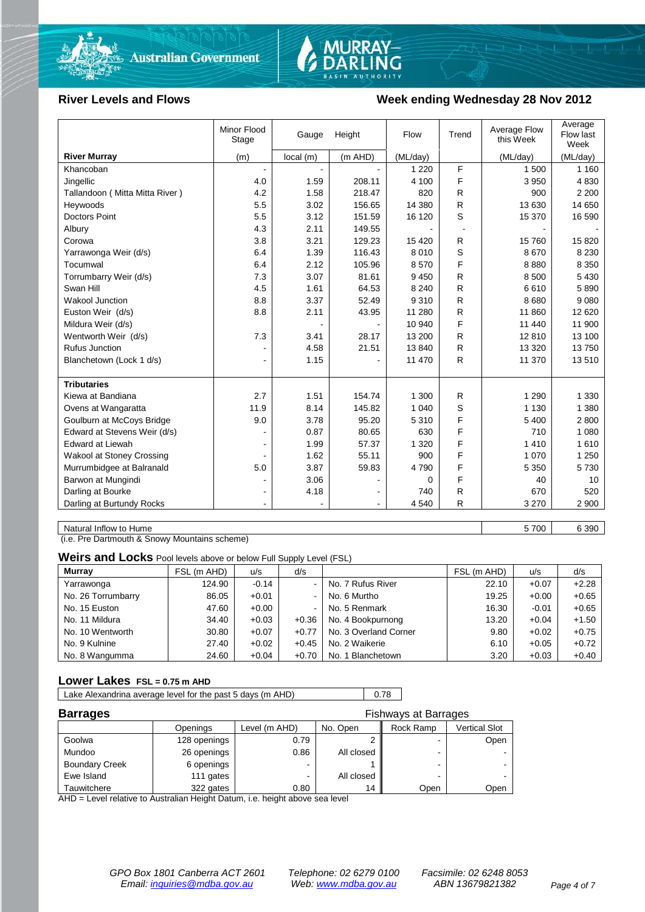## River Levels and Flows

## Week ending Wednesday 28 Nov 2012

| River Murray | Minor Flood Stage (m) | Gauge local (m) | Height (m AHD) | Flow (ML/day) | Trend | Average Flow this Week (ML/day) | Average Flow last Week (ML/day) |
|---|---|---|---|---|---|---|---|
| Khancoban | - | - | - | 1 220 | F | 1 500 | 1 160 |
| Jingellic | 4.0 | 1.59 | 208.11 | 4 100 | F | 3 950 | 4 830 |
| Tallandoon ( Mitta Mitta River ) | 4.2 | 1.58 | 218.47 | 820 | R | 900 | 2 200 |
| Heywoods | 5.5 | 3.02 | 156.65 | 14 380 | R | 13 630 | 14 650 |
| Doctors Point | 5.5 | 3.12 | 151.59 | 16 120 | S | 15 370 | 16 590 |
| Albury | 4.3 | 2.11 | 149.55 | - | - | - | - |
| Corowa | 3.8 | 3.21 | 129.23 | 15 420 | R | 15 760 | 15 820 |
| Yarrawonga Weir (d/s) | 6.4 | 1.39 | 116.43 | 8 010 | S | 8 670 | 8 230 |
| Tocumwal | 6.4 | 2.12 | 105.96 | 8 570 | F | 8 880 | 8 350 |
| Torrumbarry Weir (d/s) | 7.3 | 3.07 | 81.61 | 9 450 | R | 8 500 | 5 430 |
| Swan Hill | 4.5 | 1.61 | 64.53 | 8 240 | R | 6 610 | 5 890 |
| Wakool Junction | 8.8 | 3.37 | 52.49 | 9 310 | R | 8 680 | 9 080 |
| Euston Weir (d/s) | 8.8 | 2.11 | 43.95 | 11 280 | R | 11 860 | 12 620 |
| Mildura Weir (d/s) | | - | - | 10 940 | F | 11 440 | 11 900 |
| Wentworth Weir (d/s) | 7.3 | 3.41 | 28.17 | 13 200 | R | 12 810 | 13 100 |
| Rufus Junction | - | 4.58 | 21.51 | 13 840 | R | 13 320 | 13 750 |
| Blanchetown (Lock 1 d/s) | - | 1.15 | - | 11 470 | R | 11 370 | 13 510 |
| **Tributaries** | | | | | | | |
| Kiewa at Bandiana | 2.7 | 1.51 | 154.74 | 1 300 | R | 1 290 | 1 330 |
| Ovens at Wangaratta | 11.9 | 8.14 | 145.82 | 1 040 | S | 1 130 | 1 380 |
| Goulburn at McCoys Bridge | 9.0 | 3.78 | 95.20 | 5 310 | F | 5 400 | 2 800 |
| Edward at Stevens Weir (d/s) | - | 0.87 | 80.65 | 630 | F | 710 | 1 080 |
| Edward at Liewah | - | 1.99 | 57.37 | 1 320 | F | 1 410 | 1 610 |
| Wakool at Stoney Crossing | - | 1.62 | 55.11 | 900 | F | 1 070 | 1 250 |
| Murrumbidgee at Balranald | 5.0 | 3.87 | 59.83 | 4 790 | F | 5 350 | 5 730 |
| Barwon at Mungindi | - | 3.06 | - | 0 | F | 40 | 10 |
| Darling at Bourke | - | 4.18 | - | 740 | R | 670 | 520 |
| Darling at Burtundy Rocks | - | - | - | 4 540 | R | 3 270 | 2 900 |

| | This week | Last week |
|---|---|---|
| Natural Inflow to Hume | 5 700 | 6 390 |

(i.e. Pre Dartmouth & Snowy Mountains scheme)

## Weirs and Locks
Pool levels above or below Full Supply Level (FSL)

| Murray | FSL (m AHD) | u/s | d/s | | FSL (m AHD) | u/s | d/s |
|---|---|---|---|---|---|---|---|
| Yarrawonga | 124.90 | -0.14 | - | No. 7 Rufus River | 22.10 | +0.07 | +2.28 |
| No. 26 Torrumbarry | 86.05 | +0.01 | - | No. 6 Murtho | 19.25 | +0.00 | +0.65 |
| No. 15 Euston | 47.60 | +0.00 | - | No. 5 Renmark | 16.30 | -0.01 | +0.65 |
| No. 11 Mildura | 34.40 | +0.03 | +0.36 | No. 4 Bookpurnong | 13.20 | +0.04 | +1.50 |
| No. 10 Wentworth | 30.80 | +0.07 | +0.77 | No. 3 Overland Corner | 9.80 | +0.02 | +0.75 |
| No. 9 Kulnine | 27.40 | +0.02 | +0.45 | No. 2 Waikerie | 6.10 | +0.05 | +0.72 |
| No. 8 Wangumma | 24.60 | +0.04 | +0.70 | No. 1 Blanchetown | 3.20 | +0.03 | +0.40 |

## Lower Lakes
FSL = 0.75 m AHD

| | |
|---|---|
| Lake Alexandrina average level for the past 5 days (m AHD) | 0.78 |

## Barrages

Fishways at Barrages

| | Openings | Level (m AHD) | No. Open | Rock Ramp | Vertical Slot |
|---|---|---|---|---|---|
| Goolwa | 128 openings | 0.79 | 2 | - | Open |
| Mundoo | 26 openings | 0.86 | All closed | - | - |
| Boundary Creek | 6 openings | - | 1 | - | - |
| Ewe Island | 111 gates | - | All closed | - | - |
| Tauwitchere | 322 gates | 0.80 | 14 | Open | Open |

AHD = Level relative to Australian Height Datum, i.e. height above sea level

*GPO Box 1801 Canberra ACT 2601 Email: inquiries@mdba.gov.au* *Telephone: 02 6279 0100 Web: www.mdba.gov.au* *Facsimile: 02 6248 8053 ABN 13679821382*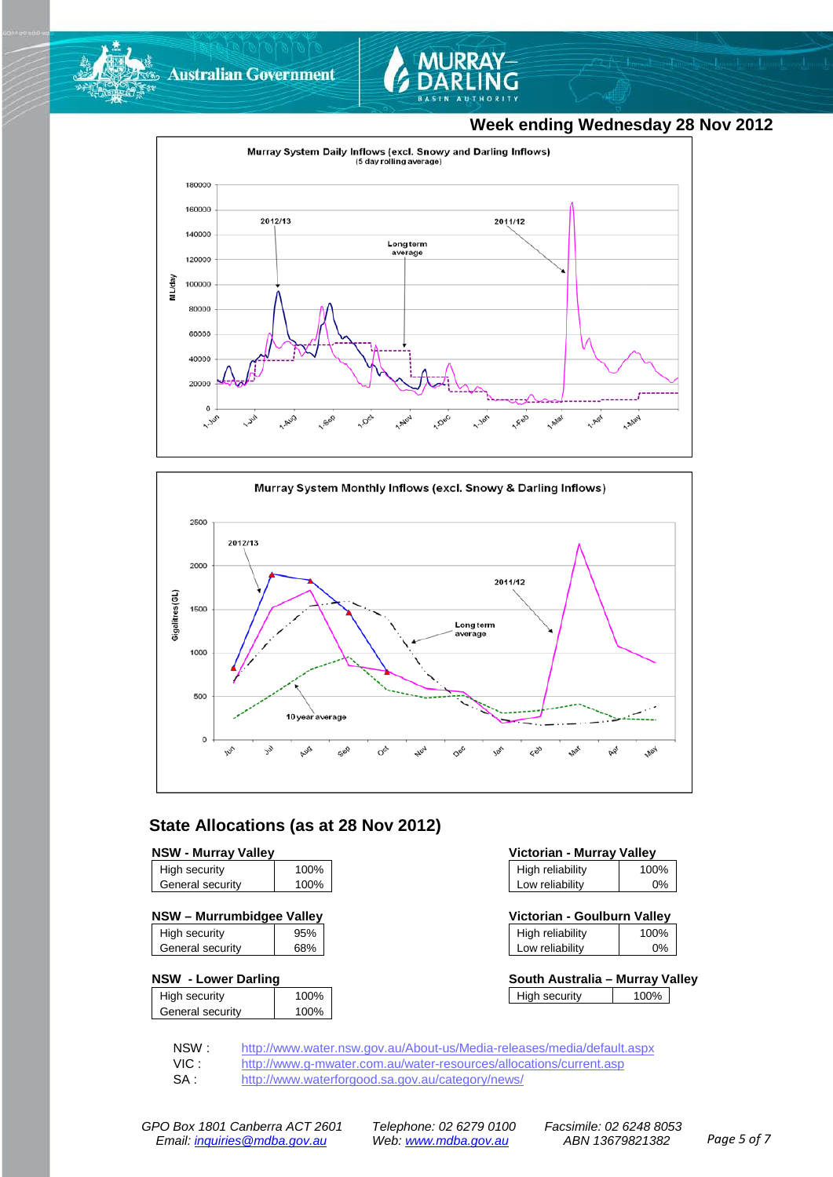## Week ending Wednesday 28 Nov 2012

Murray System Daily Inflows (excl. Snowy and Darling Inflows)
(5 day rolling average)

Murray System Monthly Inflows (excl. Snowy & Darling Inflows)

## State Allocations (as at 28 Nov 2012)

**NSW - Murray Valley**

| | |
|---|---|
| High security | 100% |
| General security | 100% |

**NSW – Murrumbidgee Valley**

| | |
|---|---|
| High security | 95% |
| General security | 68% |

**NSW - Lower Darling**

| | |
|---|---|
| High security | 100% |
| General security | 100% |

**Victorian - Murray Valley**

| | |
|---|---|
| High reliability | 100% |
| Low reliability | 0% |

**Victorian - Goulburn Valley**

| | |
|---|---|
| High reliability | 100% |
| Low reliability | 0% |

**South Australia – Murray Valley**

| | |
|---|---|
| High security | 100% |

NSW : http://www.water.nsw.gov.au/About-us/Media-releases/media/default.aspx
VIC : http://www.g-mwater.com.au/water-resources/allocations/current.asp
SA : http://www.waterforgood.sa.gov.au/category/news/

*GPO Box 1801 Canberra ACT 2601* *Telephone: 02 6279 0100* *Facsimile: 02 6248 8053*
*Email: inquiries@mdba.gov.au* *Web: www.mdba.gov.au* *ABN 13679821382*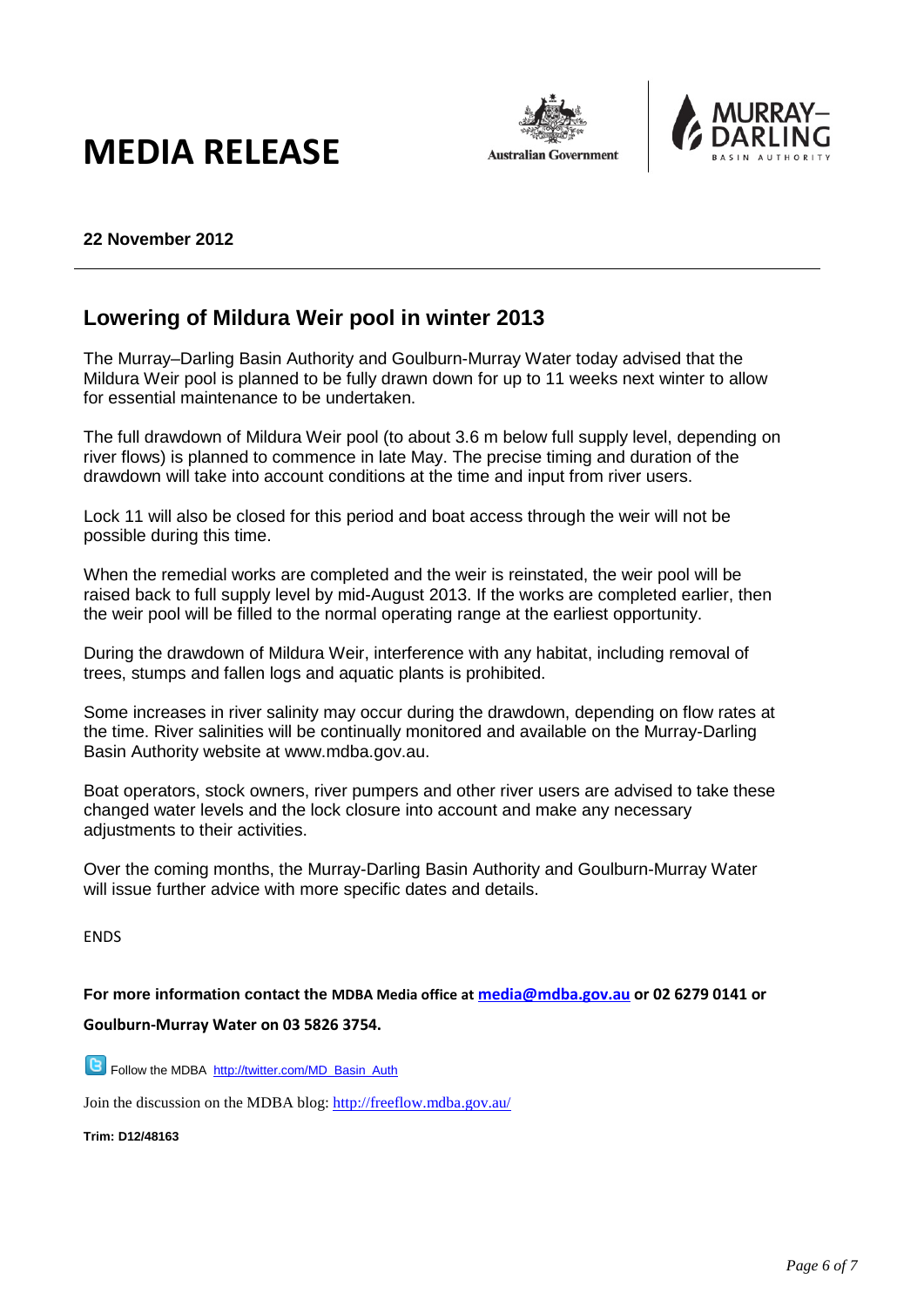# MEDIA RELEASE

**22 November 2012**

---

## Lowering of Mildura Weir pool in winter 2013

The Murray–Darling Basin Authority and Goulburn-Murray Water today advised that the Mildura Weir pool is planned to be fully drawn down for up to 11 weeks next winter to allow for essential maintenance to be undertaken.

The full drawdown of Mildura Weir pool (to about 3.6 m below full supply level, depending on river flows) is planned to commence in late May. The precise timing and duration of the drawdown will take into account conditions at the time and input from river users.

Lock 11 will also be closed for this period and boat access through the weir will not be possible during this time.

When the remedial works are completed and the weir is reinstated, the weir pool will be raised back to full supply level by mid-August 2013. If the works are completed earlier, then the weir pool will be filled to the normal operating range at the earliest opportunity.

During the drawdown of Mildura Weir, interference with any habitat, including removal of trees, stumps and fallen logs and aquatic plants is prohibited.

Some increases in river salinity may occur during the drawdown, depending on flow rates at the time. River salinities will be continually monitored and available on the Murray-Darling Basin Authority website at www.mdba.gov.au.

Boat operators, stock owners, river pumpers and other river users are advised to take these changed water levels and the lock closure into account and make any necessary adjustments to their activities.

Over the coming months, the Murray-Darling Basin Authority and Goulburn-Murray Water will issue further advice with more specific dates and details.

ENDS

**For more information contact the MDBA Media office at media@mdba.gov.au or 02 6279 0141 or Goulburn-Murray Water on 03 5826 3754.**

Follow the MDBA http://twitter.com/MD_Basin_Auth

Join the discussion on the MDBA blog: http://freeflow.mdba.gov.au/

**Trim: D12/48163**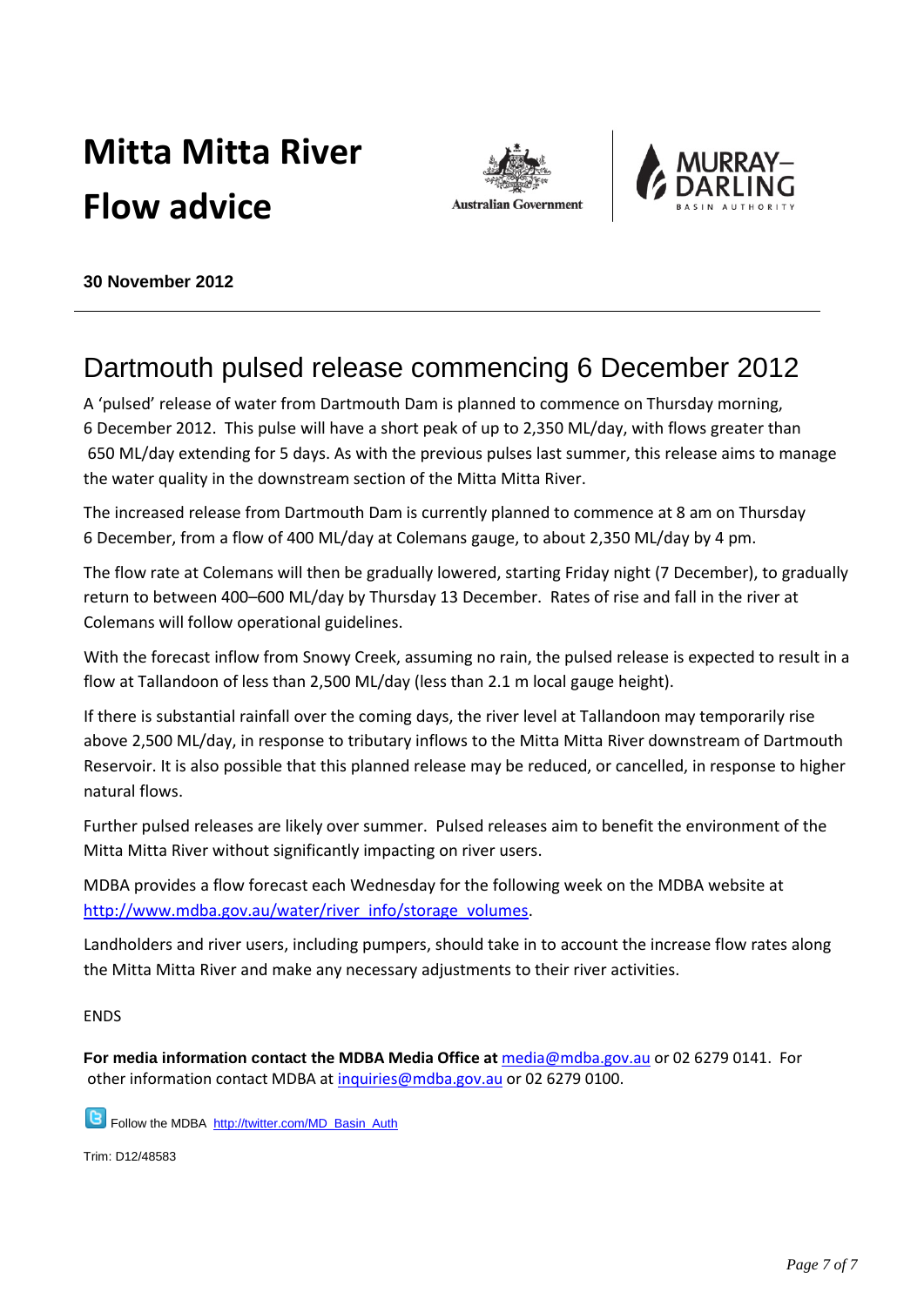# Mitta Mitta River Flow advice

**30 November 2012**

## Dartmouth pulsed release commencing 6 December 2012

A 'pulsed' release of water from Dartmouth Dam is planned to commence on Thursday morning, 6 December 2012. This pulse will have a short peak of up to 2,350 ML/day, with flows greater than 650 ML/day extending for 5 days. As with the previous pulses last summer, this release aims to manage the water quality in the downstream section of the Mitta Mitta River.

The increased release from Dartmouth Dam is currently planned to commence at 8 am on Thursday 6 December, from a flow of 400 ML/day at Colemans gauge, to about 2,350 ML/day by 4 pm.

The flow rate at Colemans will then be gradually lowered, starting Friday night (7 December), to gradually return to between 400–600 ML/day by Thursday 13 December. Rates of rise and fall in the river at Colemans will follow operational guidelines.

With the forecast inflow from Snowy Creek, assuming no rain, the pulsed release is expected to result in a flow at Tallandoon of less than 2,500 ML/day (less than 2.1 m local gauge height).

If there is substantial rainfall over the coming days, the river level at Tallandoon may temporarily rise above 2,500 ML/day, in response to tributary inflows to the Mitta Mitta River downstream of Dartmouth Reservoir. It is also possible that this planned release may be reduced, or cancelled, in response to higher natural flows.

Further pulsed releases are likely over summer. Pulsed releases aim to benefit the environment of the Mitta Mitta River without significantly impacting on river users.

MDBA provides a flow forecast each Wednesday for the following week on the MDBA website at http://www.mdba.gov.au/water/river_info/storage_volumes.

Landholders and river users, including pumpers, should take in to account the increase flow rates along the Mitta Mitta River and make any necessary adjustments to their river activities.

ENDS

**For media information contact the MDBA Media Office at** media@mdba.gov.au or 02 6279 0141. For other information contact MDBA at inquiries@mdba.gov.au or 02 6279 0100.

Follow the MDBA http://twitter.com/MD_Basin_Auth

Trim: D12/48583